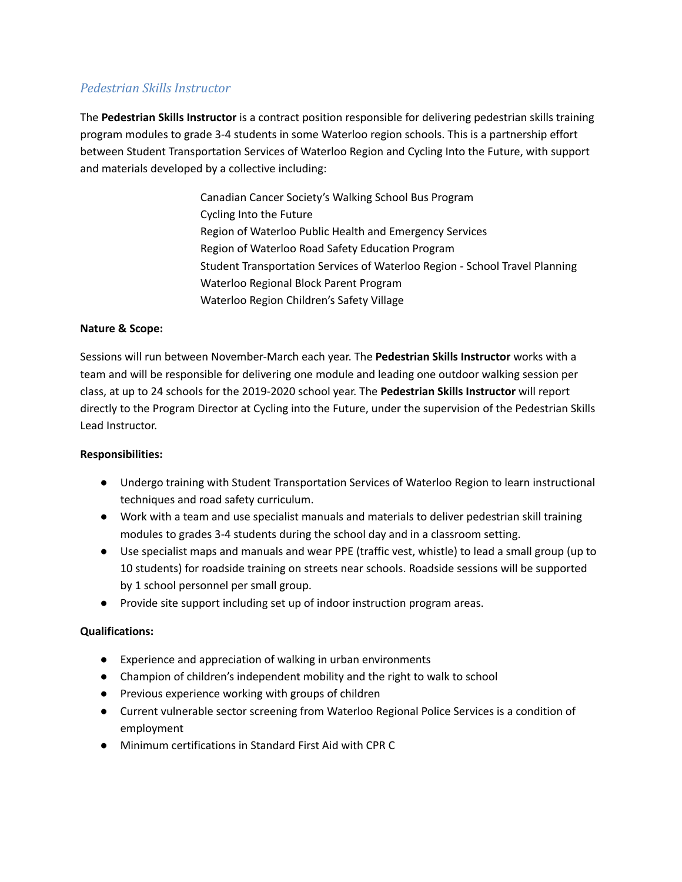## *Pedestrian Skills Instructor*

The **Pedestrian Skills Instructor** is a contract position responsible for delivering pedestrian skills training program modules to grade 3-4 students in some Waterloo region schools. This is a partnership effort between Student Transportation Services of Waterloo Region and Cycling Into the Future, with support and materials developed by a collective including:

Canadian Cancer Society's Walking School Bus Program
Cycling Into the Future
Region of Waterloo Public Health and Emergency Services
Region of Waterloo Road Safety Education Program
Student Transportation Services of Waterloo Region - School Travel Planning
Waterloo Regional Block Parent Program
Waterloo Region Children's Safety Village

**Nature & Scope:**

Sessions will run between November-March each year. The **Pedestrian Skills Instructor** works with a team and will be responsible for delivering one module and leading one outdoor walking session per class, at up to 24 schools for the 2019-2020 school year. The **Pedestrian Skills Instructor** will report directly to the Program Director at Cycling into the Future, under the supervision of the Pedestrian Skills Lead Instructor.

**Responsibilities:**

- Undergo training with Student Transportation Services of Waterloo Region to learn instructional techniques and road safety curriculum.
- Work with a team and use specialist manuals and materials to deliver pedestrian skill training modules to grades 3-4 students during the school day and in a classroom setting.
- Use specialist maps and manuals and wear PPE (traffic vest, whistle) to lead a small group (up to 10 students) for roadside training on streets near schools. Roadside sessions will be supported by 1 school personnel per small group.
- Provide site support including set up of indoor instruction program areas.

**Qualifications:**

- Experience and appreciation of walking in urban environments
- Champion of children's independent mobility and the right to walk to school
- Previous experience working with groups of children
- Current vulnerable sector screening from Waterloo Regional Police Services is a condition of employment
- Minimum certifications in Standard First Aid with CPR C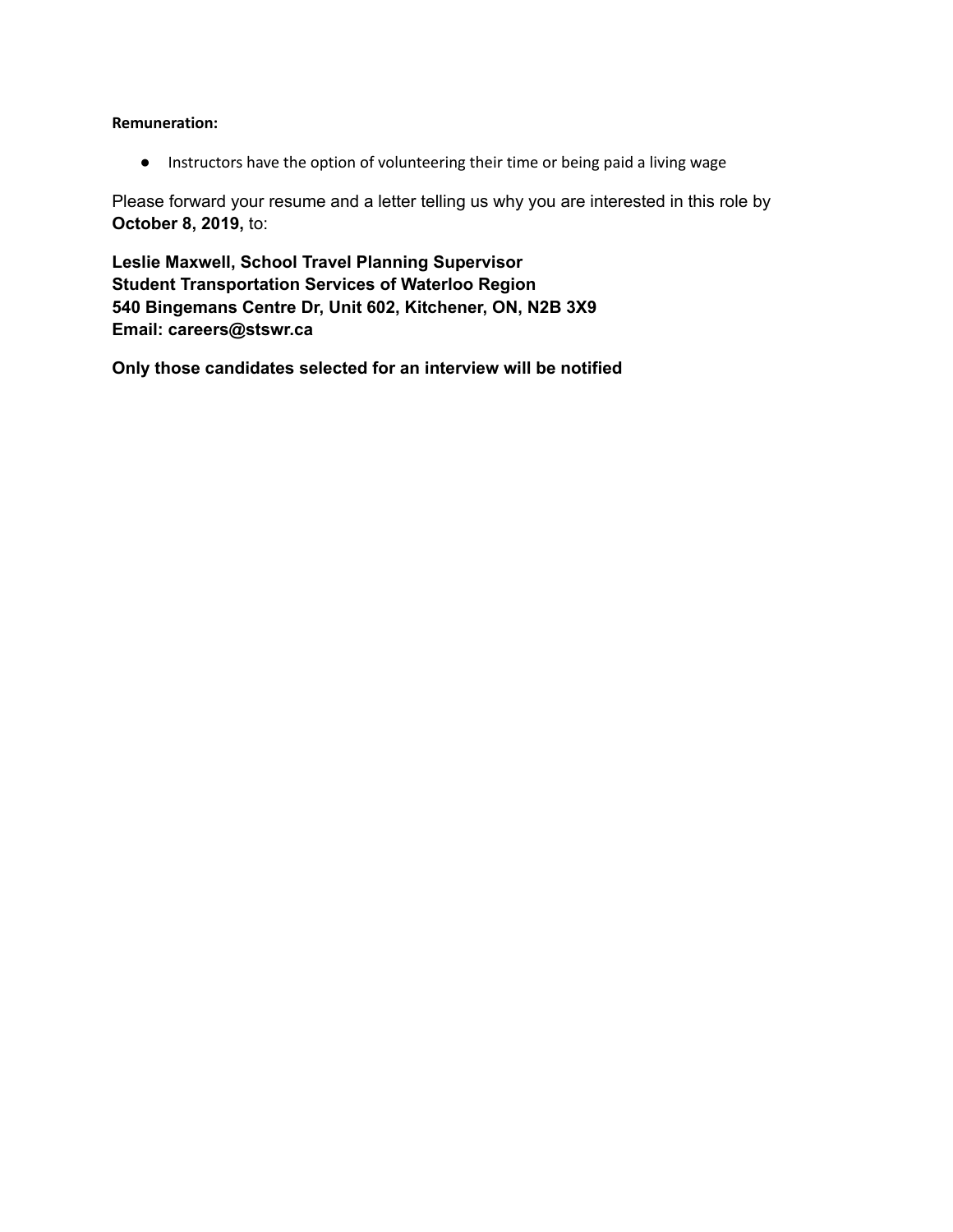**Remuneration:**

- Instructors have the option of volunteering their time or being paid a living wage

Please forward your resume and a letter telling us why you are interested in this role by **October 8, 2019,** to:

**Leslie Maxwell, School Travel Planning Supervisor**
**Student Transportation Services of Waterloo Region**
**540 Bingemans Centre Dr, Unit 602, Kitchener, ON, N2B 3X9**
**Email: careers@stswr.ca**

**Only those candidates selected for an interview will be notified**